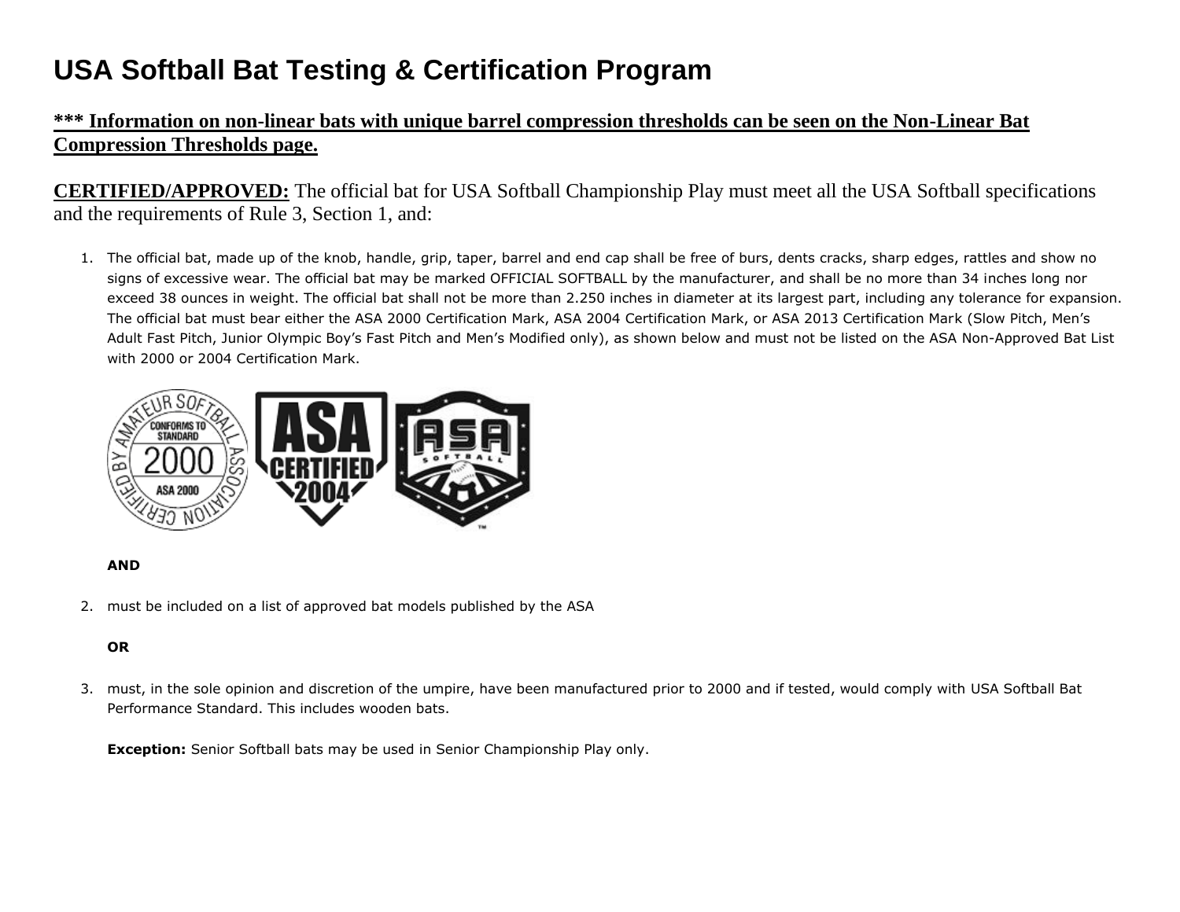# USA Softball Bat Testing & Certification Program

**\*\*\* Information on non-linear bats with unique barrel compression thresholds can be seen on the Non-Linear Bat Compression Thresholds page.**

**CERTIFIED/APPROVED:** The official bat for USA Softball Championship Play must meet all the USA Softball specifications and the requirements of Rule 3, Section 1, and:

1. The official bat, made up of the knob, handle, grip, taper, barrel and end cap shall be free of burs, dents cracks, sharp edges, rattles and show no signs of excessive wear. The official bat may be marked OFFICIAL SOFTBALL by the manufacturer, and shall be no more than 34 inches long nor exceed 38 ounces in weight. The official bat shall not be more than 2.250 inches in diameter at its largest part, including any tolerance for expansion. The official bat must bear either the ASA 2000 Certification Mark, ASA 2004 Certification Mark, or ASA 2013 Certification Mark (Slow Pitch, Men's Adult Fast Pitch, Junior Olympic Boy's Fast Pitch and Men's Modified only), as shown below and must not be listed on the ASA Non-Approved Bat List with 2000 or 2004 Certification Mark.

   **AND**

2. must be included on a list of approved bat models published by the ASA

   **OR**

3. must, in the sole opinion and discretion of the umpire, have been manufactured prior to 2000 and if tested, would comply with USA Softball Bat Performance Standard. This includes wooden bats.

   **Exception:** Senior Softball bats may be used in Senior Championship Play only.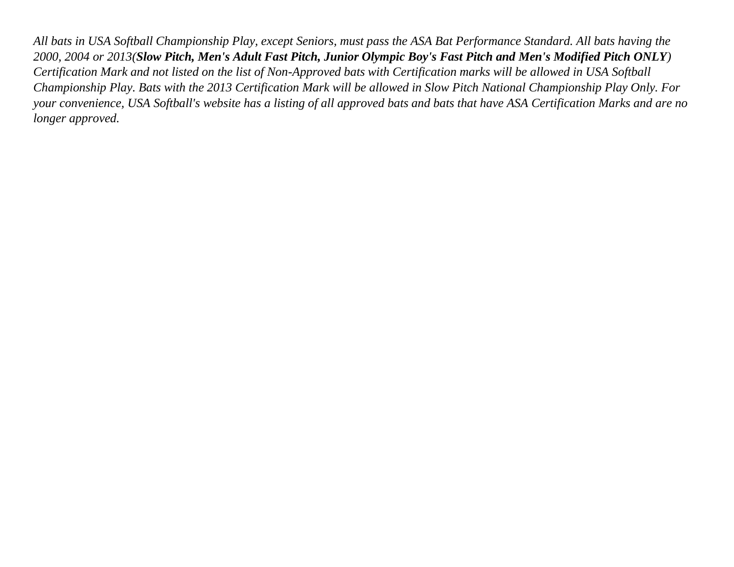*All bats in USA Softball Championship Play, except Seniors, must pass the ASA Bat Performance Standard. All bats having the 2000, 2004 or 2013(**Slow Pitch, Men's Adult Fast Pitch, Junior Olympic Boy's Fast Pitch and Men's Modified Pitch ONLY**) Certification Mark and not listed on the list of Non-Approved bats with Certification marks will be allowed in USA Softball Championship Play. Bats with the 2013 Certification Mark will be allowed in Slow Pitch National Championship Play Only. For your convenience, USA Softball's website has a listing of all approved bats and bats that have ASA Certification Marks and are no longer approved.*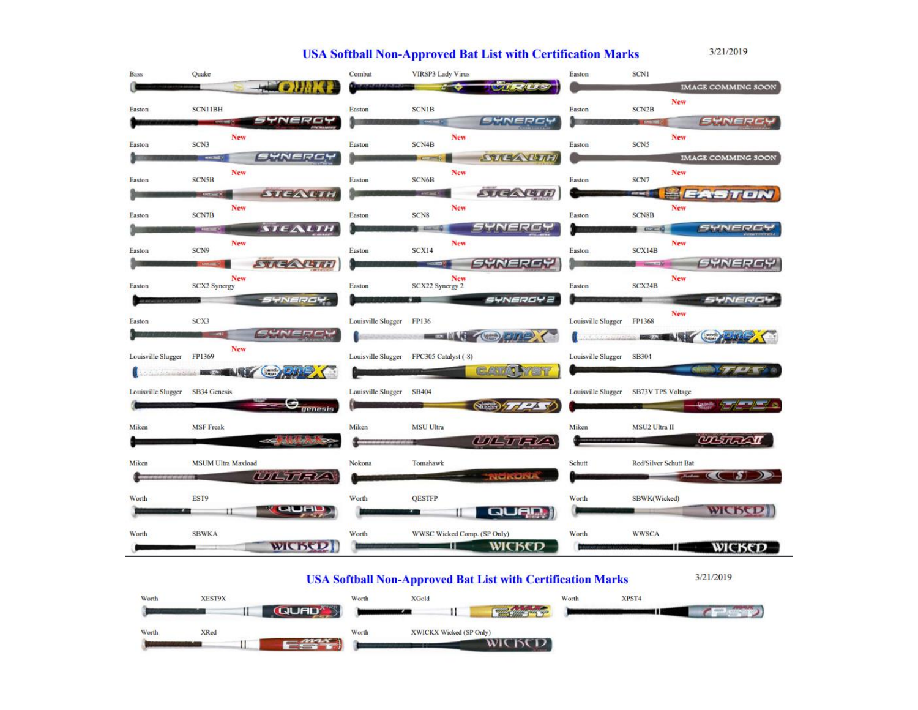# USA Softball Non-Approved Bat List with Certification Marks

3/21/2019

| Manufacturer | Model | |
|---|---|---|
| Bass | Quake | |
| Combat | VIRSP3 Lady Virus | |
| Easton | SCN1 | |
| Easton | SCN11BH | |
| Easton | SCN1B | |
| Easton | SCN2B | New |
| Easton | SCN3 | New |
| Easton | SCN4B | New |
| Easton | SCN5 | New |
| Easton | SCN5B | New |
| Easton | SCN6B | New |
| Easton | SCN7 | New |
| Easton | SCN7B | New |
| Easton | SCN8 | New |
| Easton | SCN8B | New |
| Easton | SCN9 | New |
| Easton | SCX14 | New |
| Easton | SCX14B | New |
| Easton | SCX2 Synergy | New |
| Easton | SCX22 Synergy 2 | New |
| Easton | SCX24B | New |
| Easton | SCX3 | |
| Louisville Slugger | FP136 | |
| Louisville Slugger | FP1368 | New |
| Louisville Slugger | FP1369 | New |
| Louisville Slugger | FPC305 Catalyst (-8) | |
| Louisville Slugger | SB304 | |
| Louisville Slugger | SB34 Genesis | |
| Louisville Slugger | SB404 | |
| Louisville Slugger | SB73V TPS Voltage | |
| Miken | MSF Freak | |
| Miken | MSU Ultra | |
| Miken | MSU2 Ultra II | |
| Miken | MSUM Ultra Maxload | |
| Nokona | Tomahawk | |
| Schutt | Red/Silver Schutt Bat | |
| Worth | EST9 | |
| Worth | QESTFP | |
| Worth | SBWK(Wicked) | |
| Worth | SBWKA | |
| Worth | WWSC Wicked Comp. (SP Only) | |
| Worth | WWSCA | |

# USA Softball Non-Approved Bat List with Certification Marks

3/21/2019

| Manufacturer | Model |
|---|---|
| Worth | XEST9X |
| Worth | XGold |
| Worth | XPST4 |
| Worth | XRed |
| Worth | XWICKX Wicked (SP Only) |